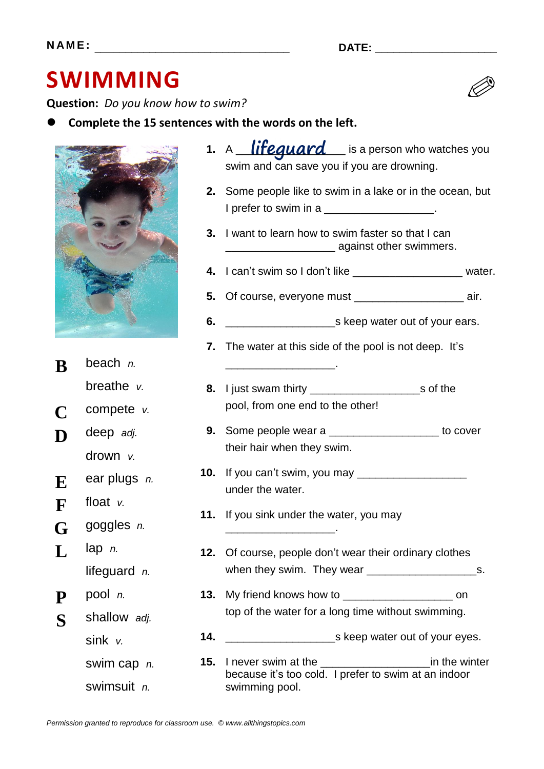NAME: ______________________________ DATE: ____________________

# SWIMMING

**Question:** *Do you know how to swim?*

- **Complete the 15 sentences with the words on the left.**

**B** beach *n.*
breathe *v.*
**C** compete *v.*
**D** deep *adj.*
drown *v.*
**E** ear plugs *n.*
**F** float *v.*
**G** goggles *n.*
**L** lap *n.*
lifeguard *n.*
**P** pool *n.*
**S** shallow *adj.*
sink *v.*
swim cap *n.*
swimsuit *n.*

1. A __lifeguard__ is a person who watches you swim and can save you if you are drowning.
2. Some people like to swim in a lake or in the ocean, but I prefer to swim in a __________________.
3. I want to learn how to swim faster so that I can __________________ against other swimmers.
4. I can't swim so I don't like __________________ water.
5. Of course, everyone must __________________ air.
6. __________________s keep water out of your ears.
7. The water at this side of the pool is not deep. It's __________________.
8. I just swam thirty __________________s of the pool, from one end to the other!
9. Some people wear a __________________ to cover their hair when they swim.
10. If you can't swim, you may __________________ under the water.
11. If you sink under the water, you may __________________.
12. Of course, people don't wear their ordinary clothes when they swim. They wear __________________s.
13. My friend knows how to __________________ on top of the water for a long time without swimming.
14. __________________s keep water out of your eyes.
15. I never swim at the __________________in the winter because it's too cold. I prefer to swim at an indoor swimming pool.

*Permission granted to reproduce for classroom use. © www.allthingstopics.com*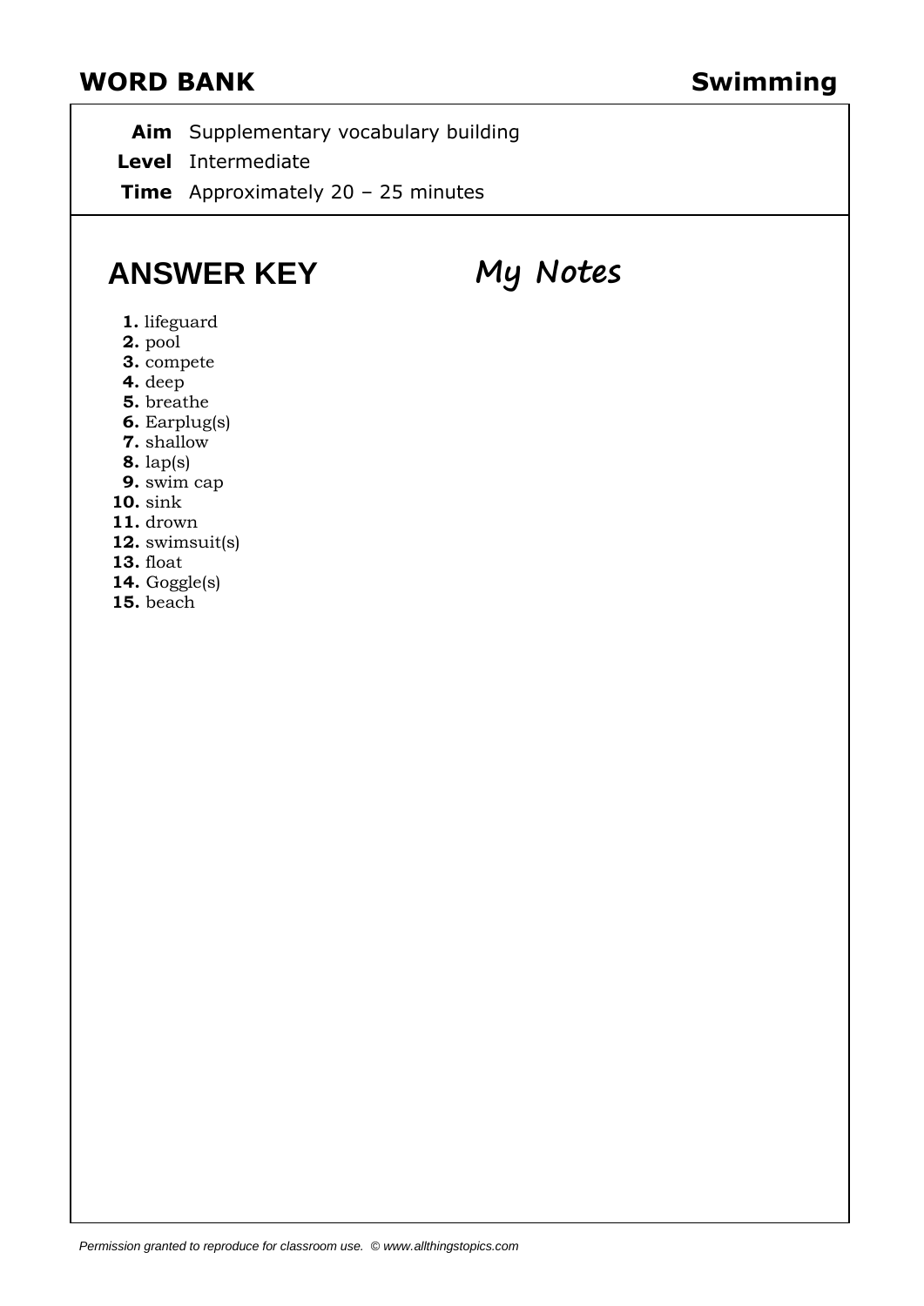## WORD BANK

## Swimming

**Aim** Supplementary vocabulary building

**Level** Intermediate

**Time** Approximately 20 – 25 minutes

# ANSWER KEY

*My Notes*

**1.** lifeguard
**2.** pool
**3.** compete
**4.** deep
**5.** breathe
**6.** Earplug(s)
**7.** shallow
**8.** lap(s)
**9.** swim cap
**10.** sink
**11.** drown
**12.** swimsuit(s)
**13.** float
**14.** Goggle(s)
**15.** beach

*Permission granted to reproduce for classroom use. © www.allthingstopics.com*